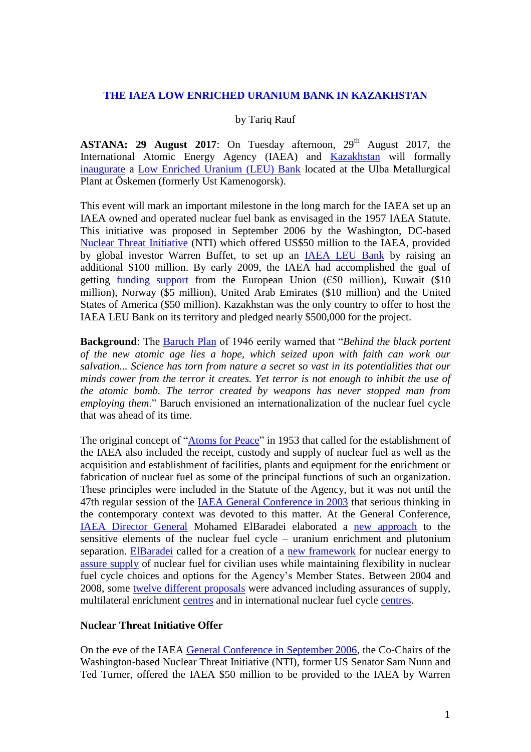# THE IAEA LOW ENRICHED URANIUM BANK IN KAZAKHSTAN

by Tariq Rauf

**ASTANA: 29 August 2017**: On Tuesday afternoon, 29th August 2017, the International Atomic Energy Agency (IAEA) and Kazakhstan will formally inaugurate a Low Enriched Uranium (LEU) Bank located at the Ulba Metallurgical Plant at Öskemen (formerly Ust Kamenogorsk).

This event will mark an important milestone in the long march for the IAEA set up an IAEA owned and operated nuclear fuel bank as envisaged in the 1957 IAEA Statute. This initiative was proposed in September 2006 by the Washington, DC-based Nuclear Threat Initiative (NTI) which offered US$50 million to the IAEA, provided by global investor Warren Buffet, to set up an IAEA LEU Bank by raising an additional $100 million. By early 2009, the IAEA had accomplished the goal of getting funding support from the European Union (€50 million), Kuwait ($10 million), Norway ($5 million), United Arab Emirates ($10 million) and the United States of America ($50 million). Kazakhstan was the only country to offer to host the IAEA LEU Bank on its territory and pledged nearly $500,000 for the project.

**Background**: The Baruch Plan of 1946 eerily warned that "*Behind the black portent of the new atomic age lies a hope, which seized upon with faith can work our salvation... Science has torn from nature a secret so vast in its potentialities that our minds cower from the terror it creates. Yet terror is not enough to inhibit the use of the atomic bomb. The terror created by weapons has never stopped man from employing them*." Baruch envisioned an internationalization of the nuclear fuel cycle that was ahead of its time.

The original concept of "Atoms for Peace" in 1953 that called for the establishment of the IAEA also included the receipt, custody and supply of nuclear fuel as well as the acquisition and establishment of facilities, plants and equipment for the enrichment or fabrication of nuclear fuel as some of the principal functions of such an organization. These principles were included in the Statute of the Agency, but it was not until the 47th regular session of the IAEA General Conference in 2003 that serious thinking in the contemporary context was devoted to this matter. At the General Conference, IAEA Director General Mohamed ElBaradei elaborated a new approach to the sensitive elements of the nuclear fuel cycle – uranium enrichment and plutonium separation. ElBaradei called for a creation of a new framework for nuclear energy to assure supply of nuclear fuel for civilian uses while maintaining flexibility in nuclear fuel cycle choices and options for the Agency's Member States. Between 2004 and 2008, some twelve different proposals were advanced including assurances of supply, multilateral enrichment centres and in international nuclear fuel cycle centres.

### Nuclear Threat Initiative Offer

On the eve of the IAEA General Conference in September 2006, the Co-Chairs of the Washington-based Nuclear Threat Initiative (NTI), former US Senator Sam Nunn and Ted Turner, offered the IAEA $50 million to be provided to the IAEA by Warren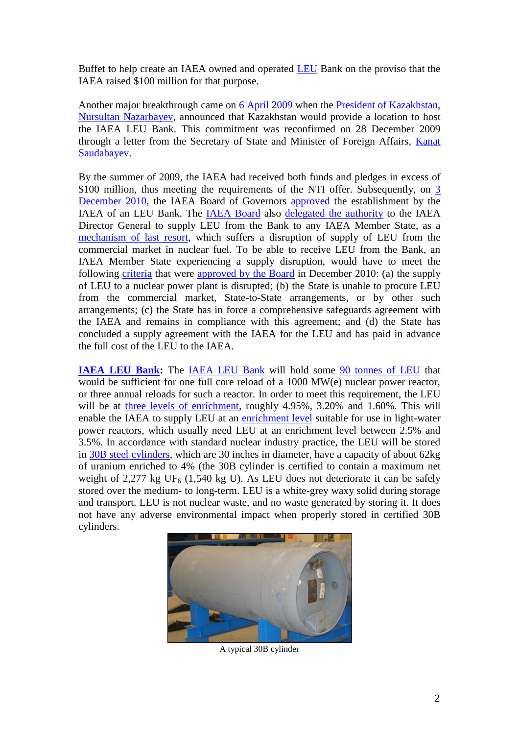Buffet to help create an IAEA owned and operated LEU Bank on the proviso that the IAEA raised $100 million for that purpose.

Another major breakthrough came on 6 April 2009 when the President of Kazakhstan, Nursultan Nazarbayev, announced that Kazakhstan would provide a location to host the IAEA LEU Bank. This commitment was reconfirmed on 28 December 2009 through a letter from the Secretary of State and Minister of Foreign Affairs, Kanat Saudabayev.

By the summer of 2009, the IAEA had received both funds and pledges in excess of $100 million, thus meeting the requirements of the NTI offer. Subsequently, on 3 December 2010, the IAEA Board of Governors approved the establishment by the IAEA of an LEU Bank. The IAEA Board also delegated the authority to the IAEA Director General to supply LEU from the Bank to any IAEA Member State, as a mechanism of last resort, which suffers a disruption of supply of LEU from the commercial market in nuclear fuel. To be able to receive LEU from the Bank, an IAEA Member State experiencing a supply disruption, would have to meet the following criteria that were approved by the Board in December 2010: (a) the supply of LEU to a nuclear power plant is disrupted; (b) the State is unable to procure LEU from the commercial market, State-to-State arrangements, or by other such arrangements; (c) the State has in force a comprehensive safeguards agreement with the IAEA and remains in compliance with this agreement; and (d) the State has concluded a supply agreement with the IAEA for the LEU and has paid in advance the full cost of the LEU to the IAEA.

**IAEA LEU Bank:** The IAEA LEU Bank will hold some 90 tonnes of LEU that would be sufficient for one full core reload of a 1000 MW(e) nuclear power reactor, or three annual reloads for such a reactor. In order to meet this requirement, the LEU will be at three levels of enrichment, roughly 4.95%, 3.20% and 1.60%. This will enable the IAEA to supply LEU at an enrichment level suitable for use in light-water power reactors, which usually need LEU at an enrichment level between 2.5% and 3.5%. In accordance with standard nuclear industry practice, the LEU will be stored in 30B steel cylinders, which are 30 inches in diameter, have a capacity of about 62kg of uranium enriched to 4% (the 30B cylinder is certified to contain a maximum net weight of 2,277 kg $UF_6$ (1,540 kg U). As LEU does not deteriorate it can be safely stored over the medium- to long-term. LEU is a white-grey waxy solid during storage and transport. LEU is not nuclear waste, and no waste generated by storing it. It does not have any adverse environmental impact when properly stored in certified 30B cylinders.

A typical 30B cylinder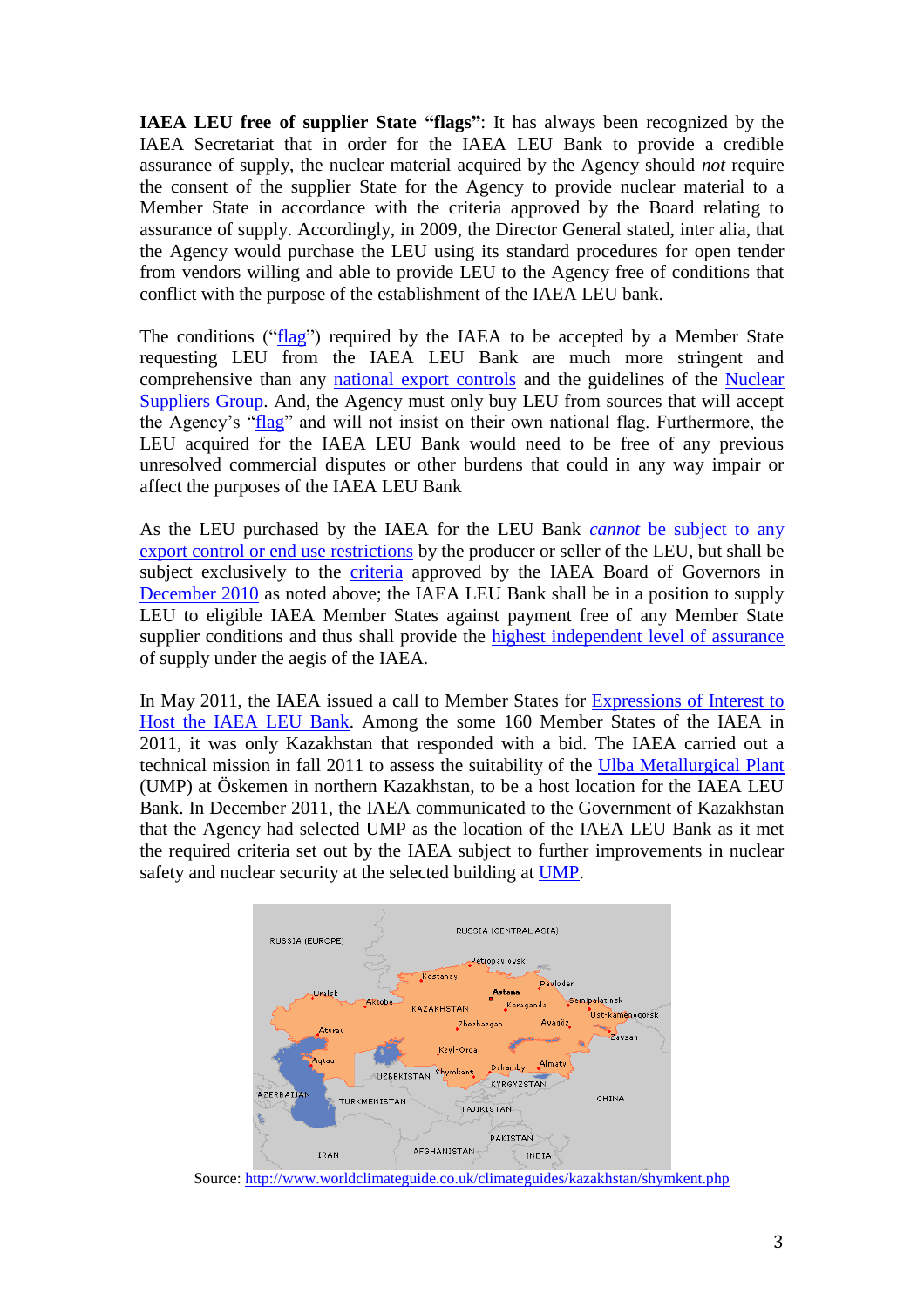**IAEA LEU free of supplier State "flags"**: It has always been recognized by the IAEA Secretariat that in order for the IAEA LEU Bank to provide a credible assurance of supply, the nuclear material acquired by the Agency should *not* require the consent of the supplier State for the Agency to provide nuclear material to a Member State in accordance with the criteria approved by the Board relating to assurance of supply. Accordingly, in 2009, the Director General stated, inter alia, that the Agency would purchase the LEU using its standard procedures for open tender from vendors willing and able to provide LEU to the Agency free of conditions that conflict with the purpose of the establishment of the IAEA LEU bank.

The conditions ("flag") required by the IAEA to be accepted by a Member State requesting LEU from the IAEA LEU Bank are much more stringent and comprehensive than any national export controls and the guidelines of the Nuclear Suppliers Group. And, the Agency must only buy LEU from sources that will accept the Agency's "flag" and will not insist on their own national flag. Furthermore, the LEU acquired for the IAEA LEU Bank would need to be free of any previous unresolved commercial disputes or other burdens that could in any way impair or affect the purposes of the IAEA LEU Bank

As the LEU purchased by the IAEA for the LEU Bank *cannot* be subject to any export control or end use restrictions by the producer or seller of the LEU, but shall be subject exclusively to the criteria approved by the IAEA Board of Governors in December 2010 as noted above; the IAEA LEU Bank shall be in a position to supply LEU to eligible IAEA Member States against payment free of any Member State supplier conditions and thus shall provide the highest independent level of assurance of supply under the aegis of the IAEA.

In May 2011, the IAEA issued a call to Member States for Expressions of Interest to Host the IAEA LEU Bank. Among the some 160 Member States of the IAEA in 2011, it was only Kazakhstan that responded with a bid. The IAEA carried out a technical mission in fall 2011 to assess the suitability of the Ulba Metallurgical Plant (UMP) at Öskemen in northern Kazakhstan, to be a host location for the IAEA LEU Bank. In December 2011, the IAEA communicated to the Government of Kazakhstan that the Agency had selected UMP as the location of the IAEA LEU Bank as it met the required criteria set out by the IAEA subject to further improvements in nuclear safety and nuclear security at the selected building at UMP.

Source: http://www.worldclimateguide.co.uk/climateguides/kazakhstan/shymkent.php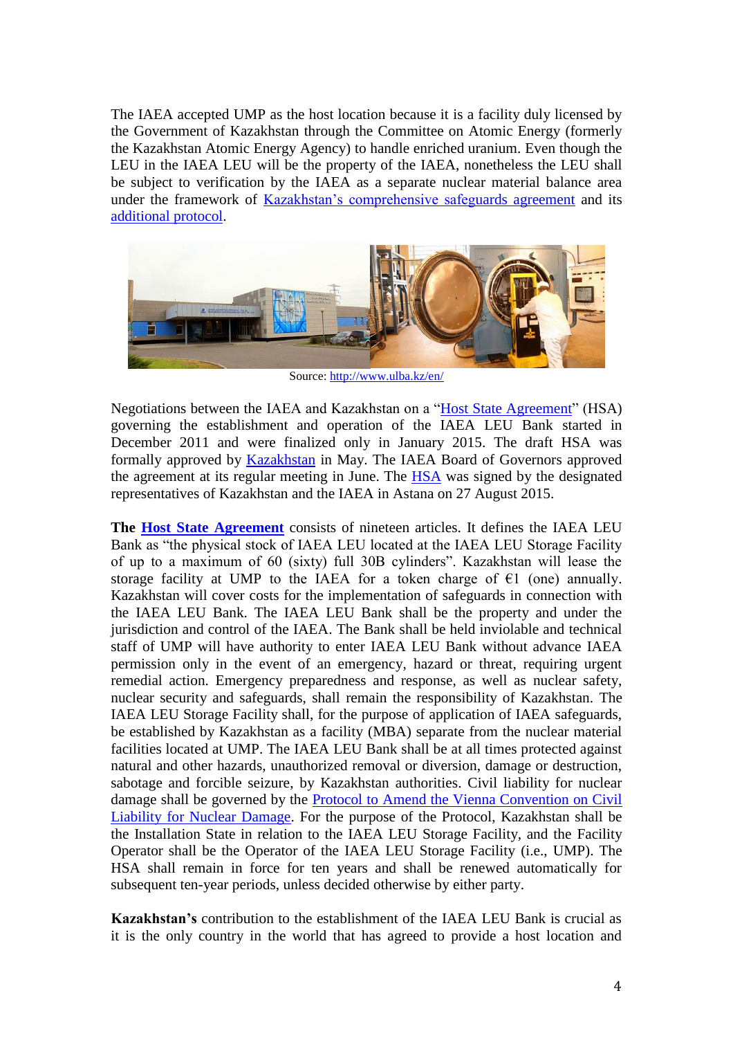The IAEA accepted UMP as the host location because it is a facility duly licensed by the Government of Kazakhstan through the Committee on Atomic Energy (formerly the Kazakhstan Atomic Energy Agency) to handle enriched uranium. Even though the LEU in the IAEA LEU will be the property of the IAEA, nonetheless the LEU shall be subject to verification by the IAEA as a separate nuclear material balance area under the framework of Kazakhstan's comprehensive safeguards agreement and its additional protocol.

Source: http://www.ulba.kz/en/

Negotiations between the IAEA and Kazakhstan on a "Host State Agreement" (HSA) governing the establishment and operation of the IAEA LEU Bank started in December 2011 and were finalized only in January 2015. The draft HSA was formally approved by Kazakhstan in May. The IAEA Board of Governors approved the agreement at its regular meeting in June. The HSA was signed by the designated representatives of Kazakhstan and the IAEA in Astana on 27 August 2015.

**The Host State Agreement** consists of nineteen articles. It defines the IAEA LEU Bank as "the physical stock of IAEA LEU located at the IAEA LEU Storage Facility of up to a maximum of 60 (sixty) full 30B cylinders". Kazakhstan will lease the storage facility at UMP to the IAEA for a token charge of €1 (one) annually. Kazakhstan will cover costs for the implementation of safeguards in connection with the IAEA LEU Bank. The IAEA LEU Bank shall be the property and under the jurisdiction and control of the IAEA. The Bank shall be held inviolable and technical staff of UMP will have authority to enter IAEA LEU Bank without advance IAEA permission only in the event of an emergency, hazard or threat, requiring urgent remedial action. Emergency preparedness and response, as well as nuclear safety, nuclear security and safeguards, shall remain the responsibility of Kazakhstan. The IAEA LEU Storage Facility shall, for the purpose of application of IAEA safeguards, be established by Kazakhstan as a facility (MBA) separate from the nuclear material facilities located at UMP. The IAEA LEU Bank shall be at all times protected against natural and other hazards, unauthorized removal or diversion, damage or destruction, sabotage and forcible seizure, by Kazakhstan authorities. Civil liability for nuclear damage shall be governed by the Protocol to Amend the Vienna Convention on Civil Liability for Nuclear Damage. For the purpose of the Protocol, Kazakhstan shall be the Installation State in relation to the IAEA LEU Storage Facility, and the Facility Operator shall be the Operator of the IAEA LEU Storage Facility (i.e., UMP). The HSA shall remain in force for ten years and shall be renewed automatically for subsequent ten-year periods, unless decided otherwise by either party.

**Kazakhstan's** contribution to the establishment of the IAEA LEU Bank is crucial as it is the only country in the world that has agreed to provide a host location and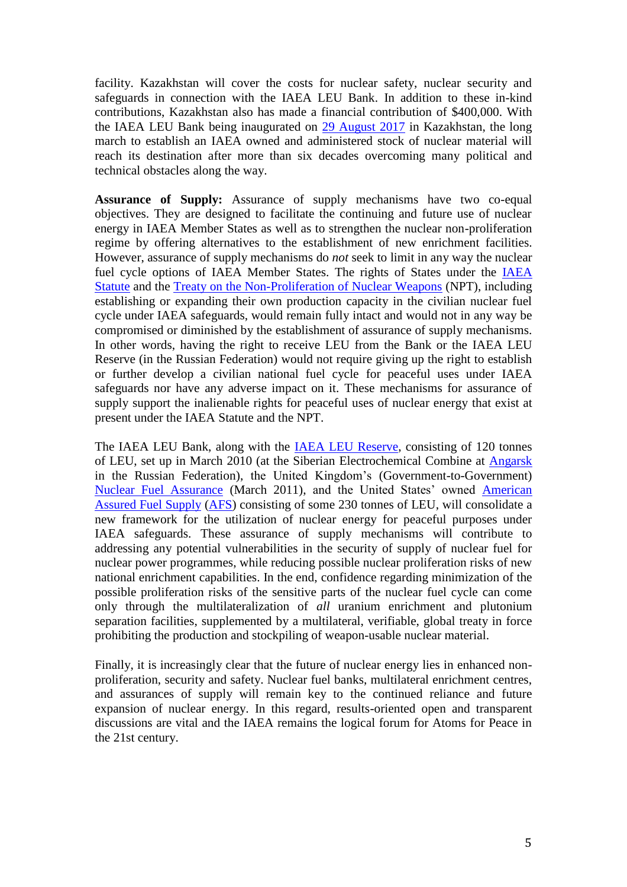facility. Kazakhstan will cover the costs for nuclear safety, nuclear security and safeguards in connection with the IAEA LEU Bank. In addition to these in-kind contributions, Kazakhstan also has made a financial contribution of $400,000. With the IAEA LEU Bank being inaugurated on 29 August 2017 in Kazakhstan, the long march to establish an IAEA owned and administered stock of nuclear material will reach its destination after more than six decades overcoming many political and technical obstacles along the way.

**Assurance of Supply:** Assurance of supply mechanisms have two co-equal objectives. They are designed to facilitate the continuing and future use of nuclear energy in IAEA Member States as well as to strengthen the nuclear non-proliferation regime by offering alternatives to the establishment of new enrichment facilities. However, assurance of supply mechanisms do *not* seek to limit in any way the nuclear fuel cycle options of IAEA Member States. The rights of States under the IAEA Statute and the Treaty on the Non-Proliferation of Nuclear Weapons (NPT), including establishing or expanding their own production capacity in the civilian nuclear fuel cycle under IAEA safeguards, would remain fully intact and would not in any way be compromised or diminished by the establishment of assurance of supply mechanisms. In other words, having the right to receive LEU from the Bank or the IAEA LEU Reserve (in the Russian Federation) would not require giving up the right to establish or further develop a civilian national fuel cycle for peaceful uses under IAEA safeguards nor have any adverse impact on it. These mechanisms for assurance of supply support the inalienable rights for peaceful uses of nuclear energy that exist at present under the IAEA Statute and the NPT.

The IAEA LEU Bank, along with the IAEA LEU Reserve, consisting of 120 tonnes of LEU, set up in March 2010 (at the Siberian Electrochemical Combine at Angarsk in the Russian Federation), the United Kingdom's (Government-to-Government) Nuclear Fuel Assurance (March 2011), and the United States' owned American Assured Fuel Supply (AFS) consisting of some 230 tonnes of LEU, will consolidate a new framework for the utilization of nuclear energy for peaceful purposes under IAEA safeguards. These assurance of supply mechanisms will contribute to addressing any potential vulnerabilities in the security of supply of nuclear fuel for nuclear power programmes, while reducing possible nuclear proliferation risks of new national enrichment capabilities. In the end, confidence regarding minimization of the possible proliferation risks of the sensitive parts of the nuclear fuel cycle can come only through the multilateralization of *all* uranium enrichment and plutonium separation facilities, supplemented by a multilateral, verifiable, global treaty in force prohibiting the production and stockpiling of weapon-usable nuclear material.

Finally, it is increasingly clear that the future of nuclear energy lies in enhanced non-proliferation, security and safety. Nuclear fuel banks, multilateral enrichment centres, and assurances of supply will remain key to the continued reliance and future expansion of nuclear energy. In this regard, results-oriented open and transparent discussions are vital and the IAEA remains the logical forum for Atoms for Peace in the 21st century.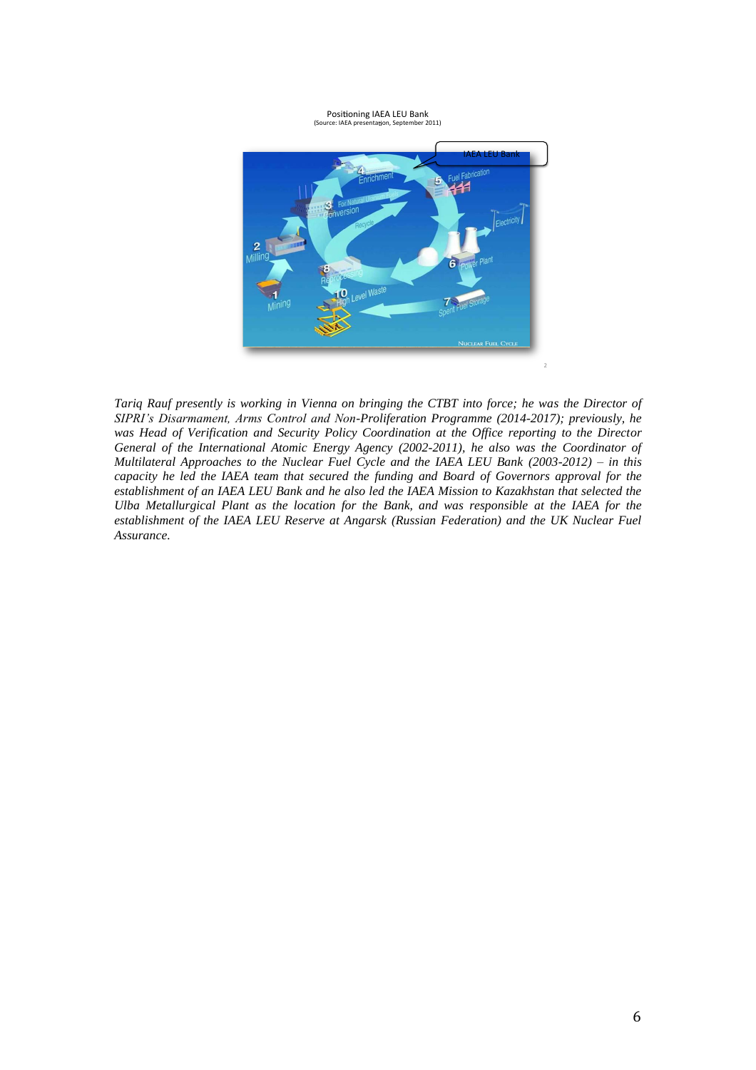Positioning IAEA LEU Bank
(Source: IAEA presentation, September 2011)

IAEA LEU Bank

4 Enrichment

5 Fuel Fabrication

3 For Natural Uranium Fuel
Conversion

Recycle

Electricity

2 Milling

8 Reprocessing

6 Power Plant

1 Mining

10 High Level Waste

7 Spent Fuel Storage

NUCLEAR FUEL CYCLE

*Tariq Rauf presently is working in Vienna on bringing the CTBT into force; he was the Director of SIPRI's Disarmament, Arms Control and Non-Proliferation Programme (2014-2017); previously, he was Head of Verification and Security Policy Coordination at the Office reporting to the Director General of the International Atomic Energy Agency (2002-2011), he also was the Coordinator of Multilateral Approaches to the Nuclear Fuel Cycle and the IAEA LEU Bank (2003-2012) – in this capacity he led the IAEA team that secured the funding and Board of Governors approval for the establishment of an IAEA LEU Bank and he also led the IAEA Mission to Kazakhstan that selected the Ulba Metallurgical Plant as the location for the Bank, and was responsible at the IAEA for the establishment of the IAEA LEU Reserve at Angarsk (Russian Federation) and the UK Nuclear Fuel Assurance.*